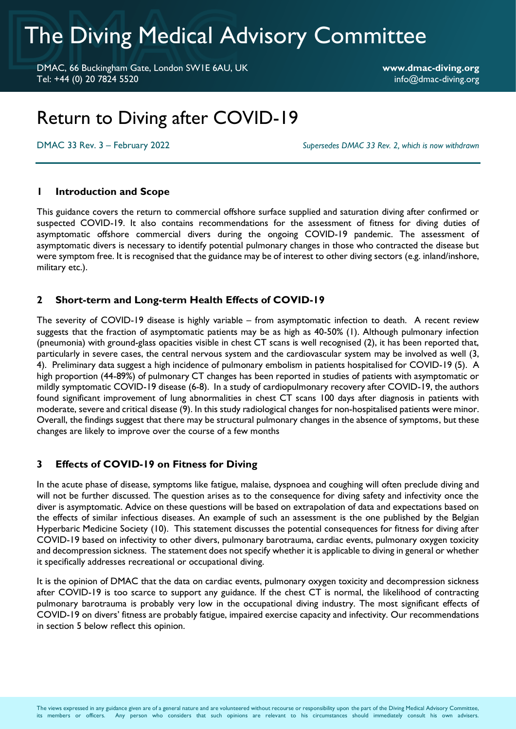# The Diving Medical Advisory Committee

DMAC, 66 Buckingham Gate, London SW1E 6AU, UK
Tel: +44 (0) 20 7824 5520

**www.dmac-diving.org**
info@dmac-diving.org

# Return to Diving after COVID-19

DMAC 33 Rev. 3 – February 2022

*Supersedes DMAC 33 Rev. 2, which is now withdrawn*

## 1 Introduction and Scope

This guidance covers the return to commercial offshore surface supplied and saturation diving after confirmed or suspected COVID-19. It also contains recommendations for the assessment of fitness for diving duties of asymptomatic offshore commercial divers during the ongoing COVID-19 pandemic. The assessment of asymptomatic divers is necessary to identify potential pulmonary changes in those who contracted the disease but were symptom free. It is recognised that the guidance may be of interest to other diving sectors (e.g. inland/inshore, military etc.).

## 2 Short-term and Long-term Health Effects of COVID-19

The severity of COVID-19 disease is highly variable – from asymptomatic infection to death. A recent review suggests that the fraction of asymptomatic patients may be as high as 40-50% (1). Although pulmonary infection (pneumonia) with ground-glass opacities visible in chest CT scans is well recognised (2), it has been reported that, particularly in severe cases, the central nervous system and the cardiovascular system may be involved as well (3, 4). Preliminary data suggest a high incidence of pulmonary embolism in patients hospitalised for COVID-19 (5). A high proportion (44-89%) of pulmonary CT changes has been reported in studies of patients with asymptomatic or mildly symptomatic COVID-19 disease (6-8). In a study of cardiopulmonary recovery after COVID-19, the authors found significant improvement of lung abnormalities in chest CT scans 100 days after diagnosis in patients with moderate, severe and critical disease (9). In this study radiological changes for non-hospitalised patients were minor. Overall, the findings suggest that there may be structural pulmonary changes in the absence of symptoms, but these changes are likely to improve over the course of a few months

## 3 Effects of COVID-19 on Fitness for Diving

In the acute phase of disease, symptoms like fatigue, malaise, dyspnoea and coughing will often preclude diving and will not be further discussed. The question arises as to the consequence for diving safety and infectivity once the diver is asymptomatic. Advice on these questions will be based on extrapolation of data and expectations based on the effects of similar infectious diseases. An example of such an assessment is the one published by the Belgian Hyperbaric Medicine Society (10). This statement discusses the potential consequences for fitness for diving after COVID-19 based on infectivity to other divers, pulmonary barotrauma, cardiac events, pulmonary oxygen toxicity and decompression sickness. The statement does not specify whether it is applicable to diving in general or whether it specifically addresses recreational or occupational diving.

It is the opinion of DMAC that the data on cardiac events, pulmonary oxygen toxicity and decompression sickness after COVID-19 is too scarce to support any guidance. If the chest CT is normal, the likelihood of contracting pulmonary barotrauma is probably very low in the occupational diving industry. The most significant effects of COVID-19 on divers' fitness are probably fatigue, impaired exercise capacity and infectivity. Our recommendations in section 5 below reflect this opinion.

The views expressed in any guidance given are of a general nature and are volunteered without recourse or responsibility upon the part of the Diving Medical Advisory Committee, its members or officers. Any person who considers that such opinions are relevant to his circumstances should immediately consult his own advisers.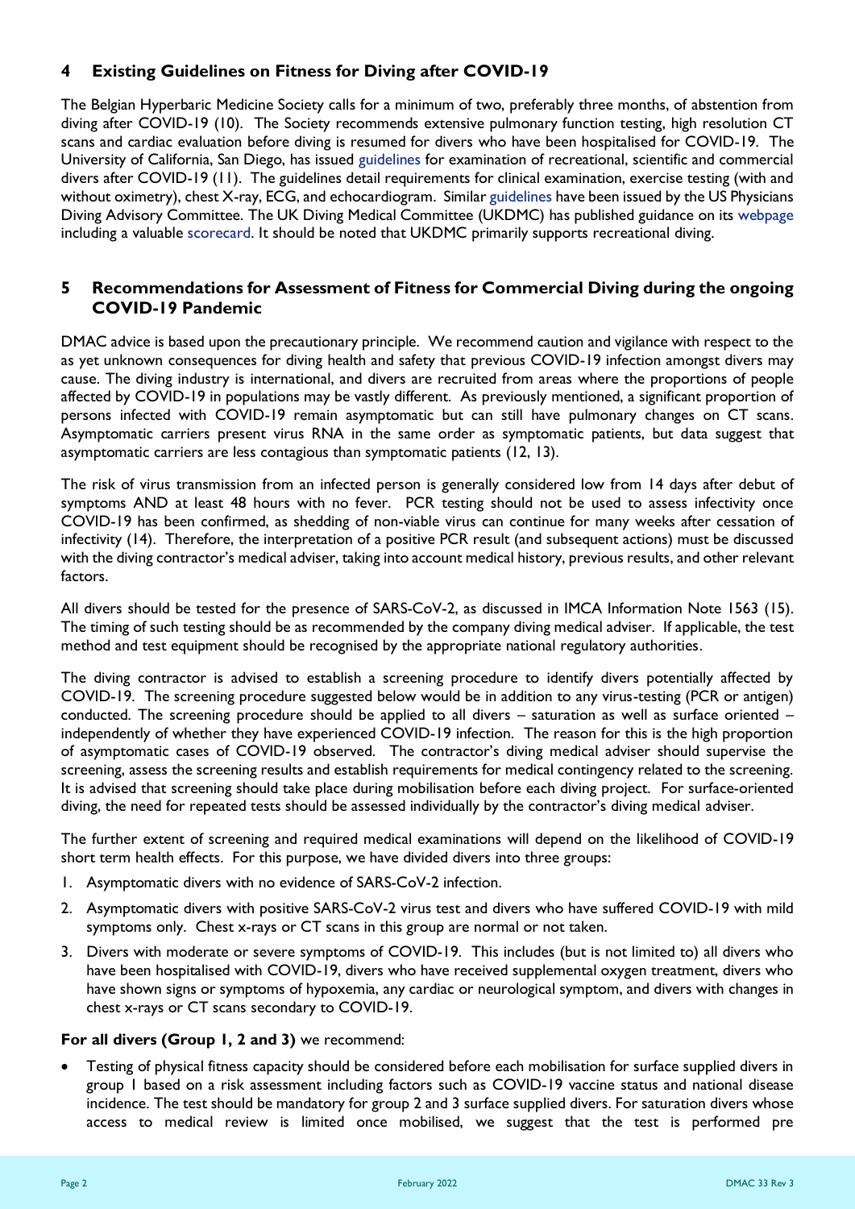## 4 Existing Guidelines on Fitness for Diving after COVID-19

The Belgian Hyperbaric Medicine Society calls for a minimum of two, preferably three months, of abstention from diving after COVID-19 (10). The Society recommends extensive pulmonary function testing, high resolution CT scans and cardiac evaluation before diving is resumed for divers who have been hospitalised for COVID-19. The University of California, San Diego, has issued guidelines for examination of recreational, scientific and commercial divers after COVID-19 (11). The guidelines detail requirements for clinical examination, exercise testing (with and without oximetry), chest X-ray, ECG, and echocardiogram. Similar guidelines have been issued by the US Physicians Diving Advisory Committee. The UK Diving Medical Committee (UKDMC) has published guidance on its webpage including a valuable scorecard. It should be noted that UKDMC primarily supports recreational diving.

## 5 Recommendations for Assessment of Fitness for Commercial Diving during the ongoing COVID-19 Pandemic

DMAC advice is based upon the precautionary principle. We recommend caution and vigilance with respect to the as yet unknown consequences for diving health and safety that previous COVID-19 infection amongst divers may cause. The diving industry is international, and divers are recruited from areas where the proportions of people affected by COVID-19 in populations may be vastly different. As previously mentioned, a significant proportion of persons infected with COVID-19 remain asymptomatic but can still have pulmonary changes on CT scans. Asymptomatic carriers present virus RNA in the same order as symptomatic patients, but data suggest that asymptomatic carriers are less contagious than symptomatic patients (12, 13).

The risk of virus transmission from an infected person is generally considered low from 14 days after debut of symptoms AND at least 48 hours with no fever. PCR testing should not be used to assess infectivity once COVID-19 has been confirmed, as shedding of non-viable virus can continue for many weeks after cessation of infectivity (14). Therefore, the interpretation of a positive PCR result (and subsequent actions) must be discussed with the diving contractor's medical adviser, taking into account medical history, previous results, and other relevant factors.

All divers should be tested for the presence of SARS-CoV-2, as discussed in IMCA Information Note 1563 (15). The timing of such testing should be as recommended by the company diving medical adviser. If applicable, the test method and test equipment should be recognised by the appropriate national regulatory authorities.

The diving contractor is advised to establish a screening procedure to identify divers potentially affected by COVID-19. The screening procedure suggested below would be in addition to any virus-testing (PCR or antigen) conducted. The screening procedure should be applied to all divers – saturation as well as surface oriented – independently of whether they have experienced COVID-19 infection. The reason for this is the high proportion of asymptomatic cases of COVID-19 observed. The contractor's diving medical adviser should supervise the screening, assess the screening results and establish requirements for medical contingency related to the screening. It is advised that screening should take place during mobilisation before each diving project. For surface-oriented diving, the need for repeated tests should be assessed individually by the contractor's diving medical adviser.

The further extent of screening and required medical examinations will depend on the likelihood of COVID-19 short term health effects. For this purpose, we have divided divers into three groups:

1. Asymptomatic divers with no evidence of SARS-CoV-2 infection.
2. Asymptomatic divers with positive SARS-CoV-2 virus test and divers who have suffered COVID-19 with mild symptoms only. Chest x-rays or CT scans in this group are normal or not taken.
3. Divers with moderate or severe symptoms of COVID-19. This includes (but is not limited to) all divers who have been hospitalised with COVID-19, divers who have received supplemental oxygen treatment, divers who have shown signs or symptoms of hypoxemia, any cardiac or neurological symptom, and divers with changes in chest x-rays or CT scans secondary to COVID-19.

**For all divers (Group 1, 2 and 3)** we recommend:

- Testing of physical fitness capacity should be considered before each mobilisation for surface supplied divers in group 1 based on a risk assessment including factors such as COVID-19 vaccine status and national disease incidence. The test should be mandatory for group 2 and 3 surface supplied divers. For saturation divers whose access to medical review is limited once mobilised, we suggest that the test is performed pre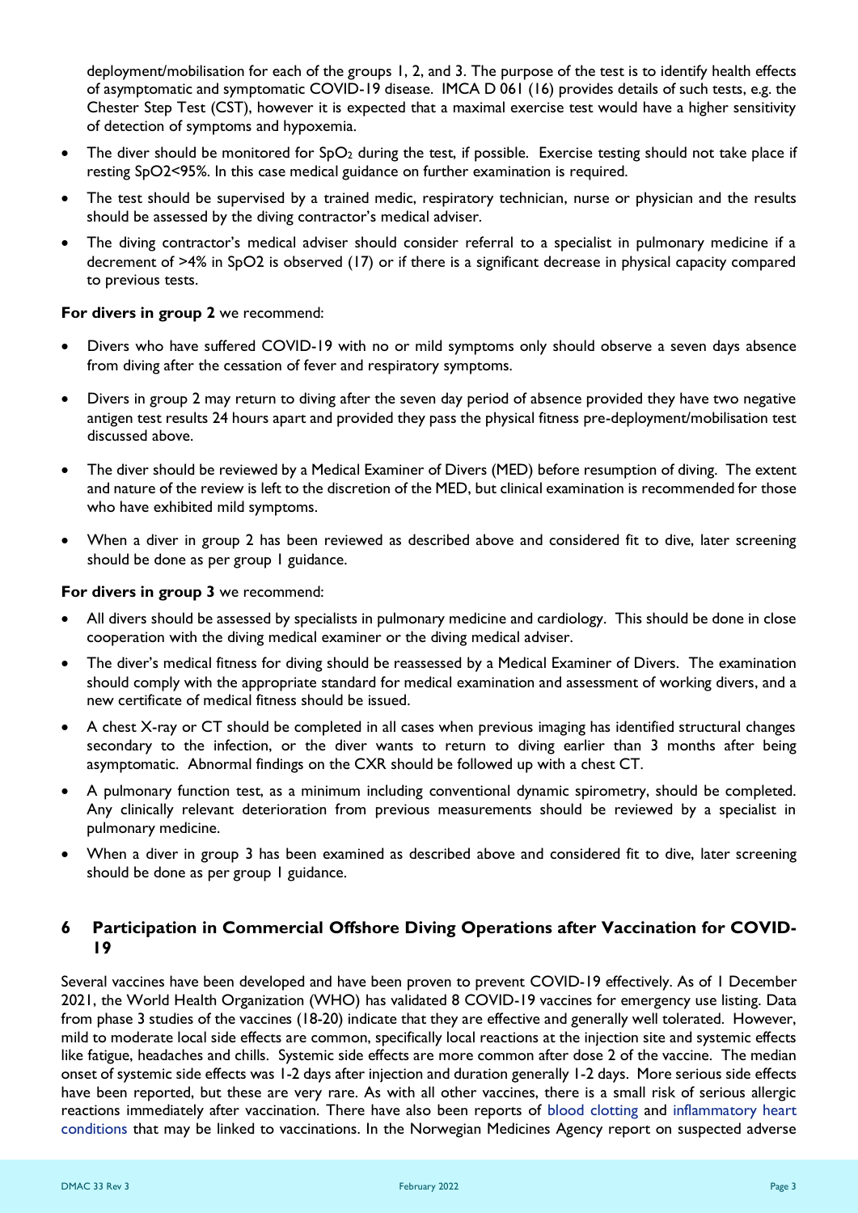deployment/mobilisation for each of the groups 1, 2, and 3. The purpose of the test is to identify health effects of asymptomatic and symptomatic COVID-19 disease. IMCA D 061 (16) provides details of such tests, e.g. the Chester Step Test (CST), however it is expected that a maximal exercise test would have a higher sensitivity of detection of symptoms and hypoxemia.

- The diver should be monitored for $SpO_2$ during the test, if possible. Exercise testing should not take place if resting SpO2<95%. In this case medical guidance on further examination is required.
- The test should be supervised by a trained medic, respiratory technician, nurse or physician and the results should be assessed by the diving contractor's medical adviser.
- The diving contractor's medical adviser should consider referral to a specialist in pulmonary medicine if a decrement of >4% in SpO2 is observed (17) or if there is a significant decrease in physical capacity compared to previous tests.

**For divers in group 2** we recommend:

- Divers who have suffered COVID-19 with no or mild symptoms only should observe a seven days absence from diving after the cessation of fever and respiratory symptoms.
- Divers in group 2 may return to diving after the seven day period of absence provided they have two negative antigen test results 24 hours apart and provided they pass the physical fitness pre-deployment/mobilisation test discussed above.
- The diver should be reviewed by a Medical Examiner of Divers (MED) before resumption of diving. The extent and nature of the review is left to the discretion of the MED, but clinical examination is recommended for those who have exhibited mild symptoms.
- When a diver in group 2 has been reviewed as described above and considered fit to dive, later screening should be done as per group 1 guidance.

**For divers in group 3** we recommend:

- All divers should be assessed by specialists in pulmonary medicine and cardiology. This should be done in close cooperation with the diving medical examiner or the diving medical adviser.
- The diver's medical fitness for diving should be reassessed by a Medical Examiner of Divers. The examination should comply with the appropriate standard for medical examination and assessment of working divers, and a new certificate of medical fitness should be issued.
- A chest X-ray or CT should be completed in all cases when previous imaging has identified structural changes secondary to the infection, or the diver wants to return to diving earlier than 3 months after being asymptomatic. Abnormal findings on the CXR should be followed up with a chest CT.
- A pulmonary function test, as a minimum including conventional dynamic spirometry, should be completed. Any clinically relevant deterioration from previous measurements should be reviewed by a specialist in pulmonary medicine.
- When a diver in group 3 has been examined as described above and considered fit to dive, later screening should be done as per group 1 guidance.

## 6 Participation in Commercial Offshore Diving Operations after Vaccination for COVID-19

Several vaccines have been developed and have been proven to prevent COVID-19 effectively. As of 1 December 2021, the World Health Organization (WHO) has validated 8 COVID-19 vaccines for emergency use listing. Data from phase 3 studies of the vaccines (18-20) indicate that they are effective and generally well tolerated. However, mild to moderate local side effects are common, specifically local reactions at the injection site and systemic effects like fatigue, headaches and chills. Systemic side effects are more common after dose 2 of the vaccine. The median onset of systemic side effects was 1-2 days after injection and duration generally 1-2 days. More serious side effects have been reported, but these are very rare. As with all other vaccines, there is a small risk of serious allergic reactions immediately after vaccination. There have also been reports of blood clotting and inflammatory heart conditions that may be linked to vaccinations. In the Norwegian Medicines Agency report on suspected adverse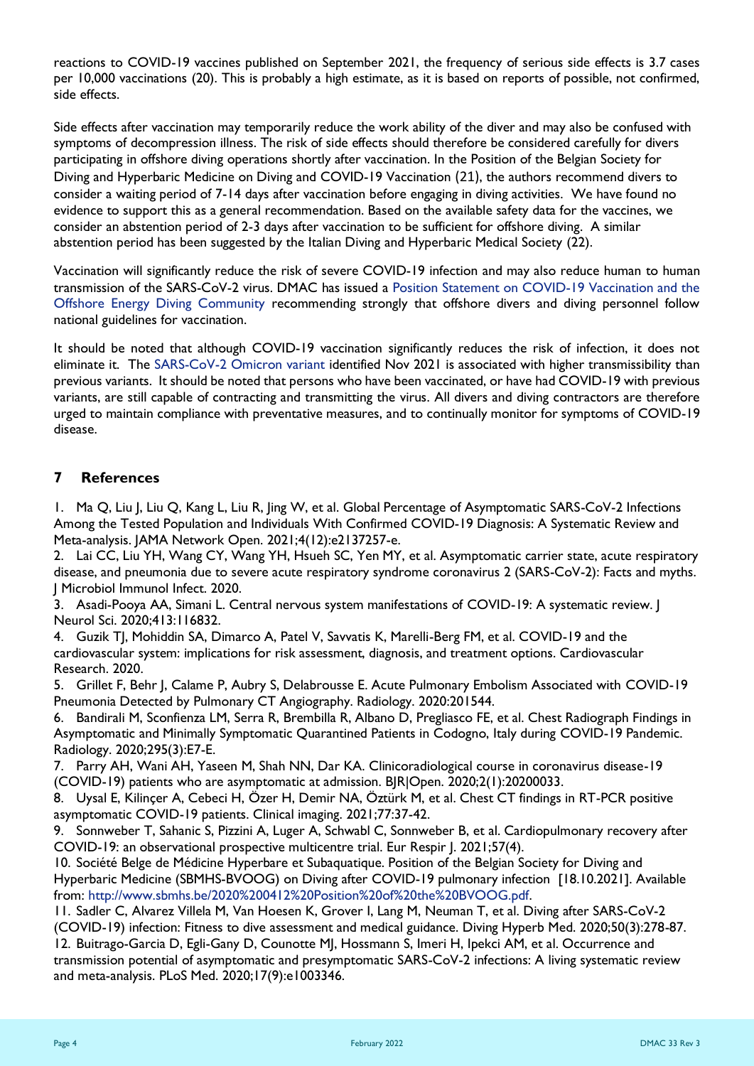reactions to COVID-19 vaccines published on September 2021, the frequency of serious side effects is 3.7 cases per 10,000 vaccinations (20). This is probably a high estimate, as it is based on reports of possible, not confirmed, side effects.

Side effects after vaccination may temporarily reduce the work ability of the diver and may also be confused with symptoms of decompression illness. The risk of side effects should therefore be considered carefully for divers participating in offshore diving operations shortly after vaccination. In the Position of the Belgian Society for Diving and Hyperbaric Medicine on Diving and COVID-19 Vaccination (21), the authors recommend divers to consider a waiting period of 7-14 days after vaccination before engaging in diving activities. We have found no evidence to support this as a general recommendation. Based on the available safety data for the vaccines, we consider an abstention period of 2-3 days after vaccination to be sufficient for offshore diving. A similar abstention period has been suggested by the Italian Diving and Hyperbaric Medical Society (22).

Vaccination will significantly reduce the risk of severe COVID-19 infection and may also reduce human to human transmission of the SARS-CoV-2 virus. DMAC has issued a Position Statement on COVID-19 Vaccination and the Offshore Energy Diving Community recommending strongly that offshore divers and diving personnel follow national guidelines for vaccination.

It should be noted that although COVID-19 vaccination significantly reduces the risk of infection, it does not eliminate it. The SARS-CoV-2 Omicron variant identified Nov 2021 is associated with higher transmissibility than previous variants. It should be noted that persons who have been vaccinated, or have had COVID-19 with previous variants, are still capable of contracting and transmitting the virus. All divers and diving contractors are therefore urged to maintain compliance with preventative measures, and to continually monitor for symptoms of COVID-19 disease.

## 7 References

1. Ma Q, Liu J, Liu Q, Kang L, Liu R, Jing W, et al. Global Percentage of Asymptomatic SARS-CoV-2 Infections Among the Tested Population and Individuals With Confirmed COVID-19 Diagnosis: A Systematic Review and Meta-analysis. JAMA Network Open. 2021;4(12):e2137257-e.
2. Lai CC, Liu YH, Wang CY, Wang YH, Hsueh SC, Yen MY, et al. Asymptomatic carrier state, acute respiratory disease, and pneumonia due to severe acute respiratory syndrome coronavirus 2 (SARS-CoV-2): Facts and myths. J Microbiol Immunol Infect. 2020.
3. Asadi-Pooya AA, Simani L. Central nervous system manifestations of COVID-19: A systematic review. J Neurol Sci. 2020;413:116832.
4. Guzik TJ, Mohiddin SA, Dimarco A, Patel V, Savvatis K, Marelli-Berg FM, et al. COVID-19 and the cardiovascular system: implications for risk assessment, diagnosis, and treatment options. Cardiovascular Research. 2020.
5. Grillet F, Behr J, Calame P, Aubry S, Delabrousse E. Acute Pulmonary Embolism Associated with COVID-19 Pneumonia Detected by Pulmonary CT Angiography. Radiology. 2020:201544.
6. Bandirali M, Sconfienza LM, Serra R, Brembilla R, Albano D, Pregliasco FE, et al. Chest Radiograph Findings in Asymptomatic and Minimally Symptomatic Quarantined Patients in Codogno, Italy during COVID-19 Pandemic. Radiology. 2020;295(3):E7-E.
7. Parry AH, Wani AH, Yaseen M, Shah NN, Dar KA. Clinicoradiological course in coronavirus disease-19 (COVID-19) patients who are asymptomatic at admission. BJR|Open. 2020;2(1):20200033.
8. Uysal E, Kilinçer A, Cebeci H, Özer H, Demir NA, Öztürk M, et al. Chest CT findings in RT-PCR positive asymptomatic COVID-19 patients. Clinical imaging. 2021;77:37-42.
9. Sonnweber T, Sahanic S, Pizzini A, Luger A, Schwabl C, Sonnweber B, et al. Cardiopulmonary recovery after COVID-19: an observational prospective multicentre trial. Eur Respir J. 2021;57(4).
10. Société Belge de Médicine Hyperbare et Subaquatique. Position of the Belgian Society for Diving and Hyperbaric Medicine (SBMHS-BVOOG) on Diving after COVID-19 pulmonary infection [18.10.2021]. Available from: http://www.sbmhs.be/2020%200412%20Position%20of%20the%20BVOOG.pdf.
11. Sadler C, Alvarez Villela M, Van Hoesen K, Grover I, Lang M, Neuman T, et al. Diving after SARS-CoV-2 (COVID-19) infection: Fitness to dive assessment and medical guidance. Diving Hyperb Med. 2020;50(3):278-87.
12. Buitrago-Garcia D, Egli-Gany D, Counotte MJ, Hossmann S, Imeri H, Ipekci AM, et al. Occurrence and transmission potential of asymptomatic and presymptomatic SARS-CoV-2 infections: A living systematic review and meta-analysis. PLoS Med. 2020;17(9):e1003346.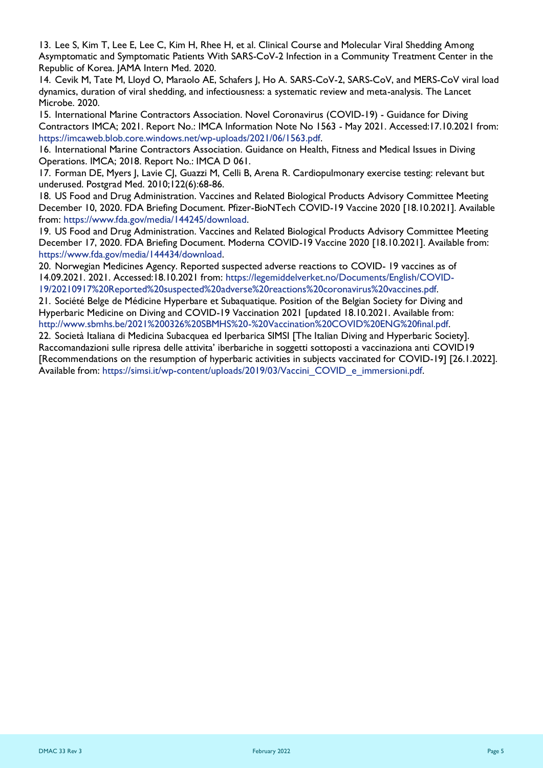13. Lee S, Kim T, Lee E, Lee C, Kim H, Rhee H, et al. Clinical Course and Molecular Viral Shedding Among Asymptomatic and Symptomatic Patients With SARS-CoV-2 Infection in a Community Treatment Center in the Republic of Korea. JAMA Intern Med. 2020.

14. Cevik M, Tate M, Lloyd O, Maraolo AE, Schafers J, Ho A. SARS-CoV-2, SARS-CoV, and MERS-CoV viral load dynamics, duration of viral shedding, and infectiousness: a systematic review and meta-analysis. The Lancet Microbe. 2020.

15. International Marine Contractors Association. Novel Coronavirus (COVID-19) - Guidance for Diving Contractors IMCA; 2021. Report No.: IMCA Information Note No 1563 - May 2021. Accessed:17.10.2021 from: https://imcaweb.blob.core.windows.net/wp-uploads/2021/06/1563.pdf.

16. International Marine Contractors Association. Guidance on Health, Fitness and Medical Issues in Diving Operations. IMCA; 2018. Report No.: IMCA D 061.

17. Forman DE, Myers J, Lavie CJ, Guazzi M, Celli B, Arena R. Cardiopulmonary exercise testing: relevant but underused. Postgrad Med. 2010;122(6):68-86.

18. US Food and Drug Administration. Vaccines and Related Biological Products Advisory Committee Meeting December 10, 2020. FDA Briefing Document. Pfizer-BioNTech COVID-19 Vaccine 2020 [18.10.2021]. Available from: https://www.fda.gov/media/144245/download.

19. US Food and Drug Administration. Vaccines and Related Biological Products Advisory Committee Meeting December 17, 2020. FDA Briefing Document. Moderna COVID-19 Vaccine 2020 [18.10.2021]. Available from: https://www.fda.gov/media/144434/download.

20. Norwegian Medicines Agency. Reported suspected adverse reactions to COVID- 19 vaccines as of 14.09.2021. 2021. Accessed:18.10.2021 from: https://legemiddelverket.no/Documents/English/COVID-19/20210917%20Reported%20suspected%20adverse%20reactions%20coronavirus%20vaccines.pdf.

21. Société Belge de Médicine Hyperbare et Subaquatique. Position of the Belgian Society for Diving and Hyperbaric Medicine on Diving and COVID-19 Vaccination 2021 [updated 18.10.2021. Available from: http://www.sbmhs.be/2021%200326%20SBMHS%20-%20Vaccination%20COVID%20ENG%20final.pdf.

22. Società Italiana di Medicina Subacquea ed Iperbarica SIMSI [The Italian Diving and Hyperbaric Society]. Raccomandazioni sulle ripresa delle attivita' iberbariche in soggetti sottoposti a vaccinaziona anti COVID19 [Recommendations on the resumption of hyperbaric activities in subjects vaccinated for COVID-19] [26.1.2022]. Available from: https://simsi.it/wp-content/uploads/2019/03/Vaccini_COVID_e_immersioni.pdf.